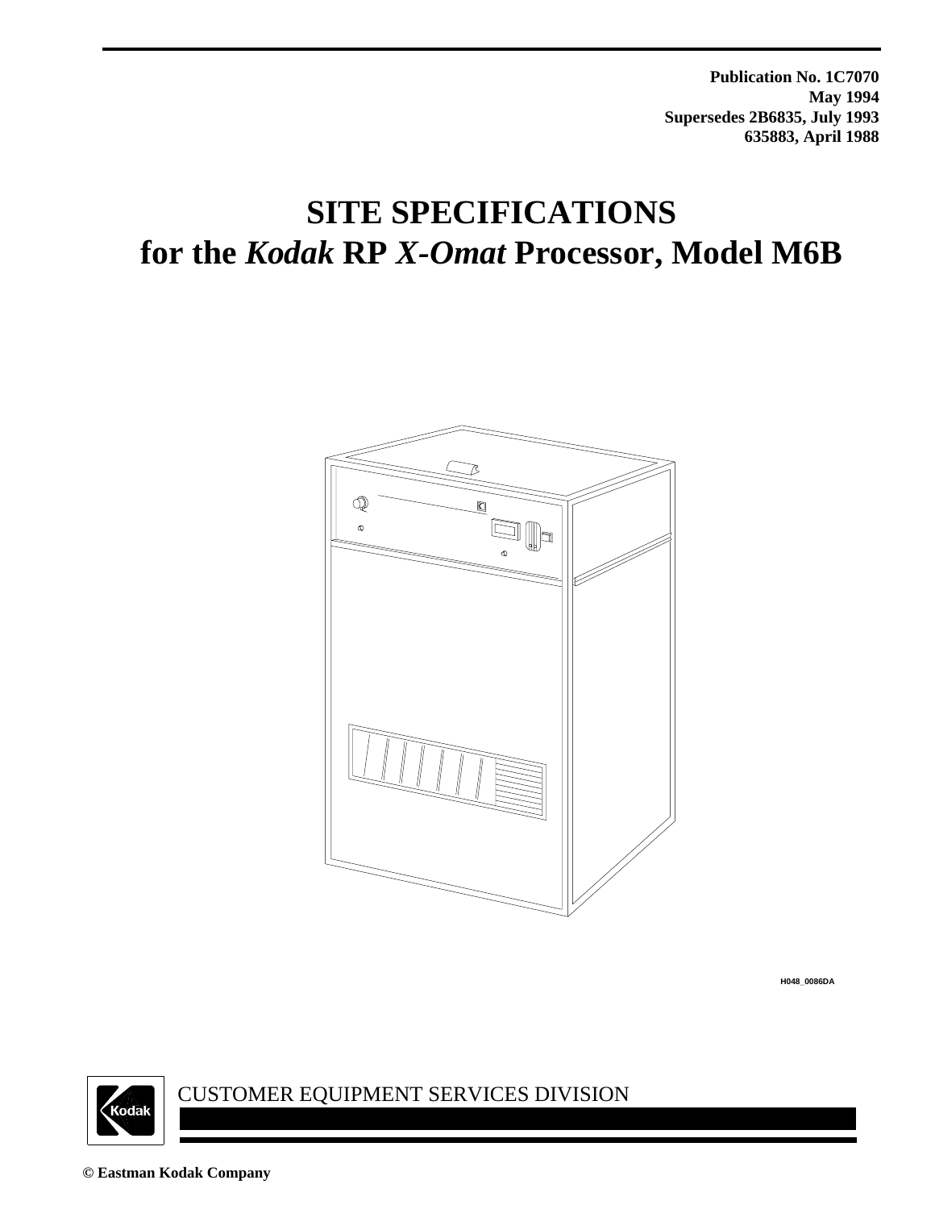**Publication No. 1C7070**
**May 1994**
**Supersedes 2B6835, July 1993**
**635883, April 1988**

# SITE SPECIFICATIONS for the *Kodak* RP *X-Omat* Processor, Model M6B

H048_0086DA

CUSTOMER EQUIPMENT SERVICES DIVISION

**© Eastman Kodak Company**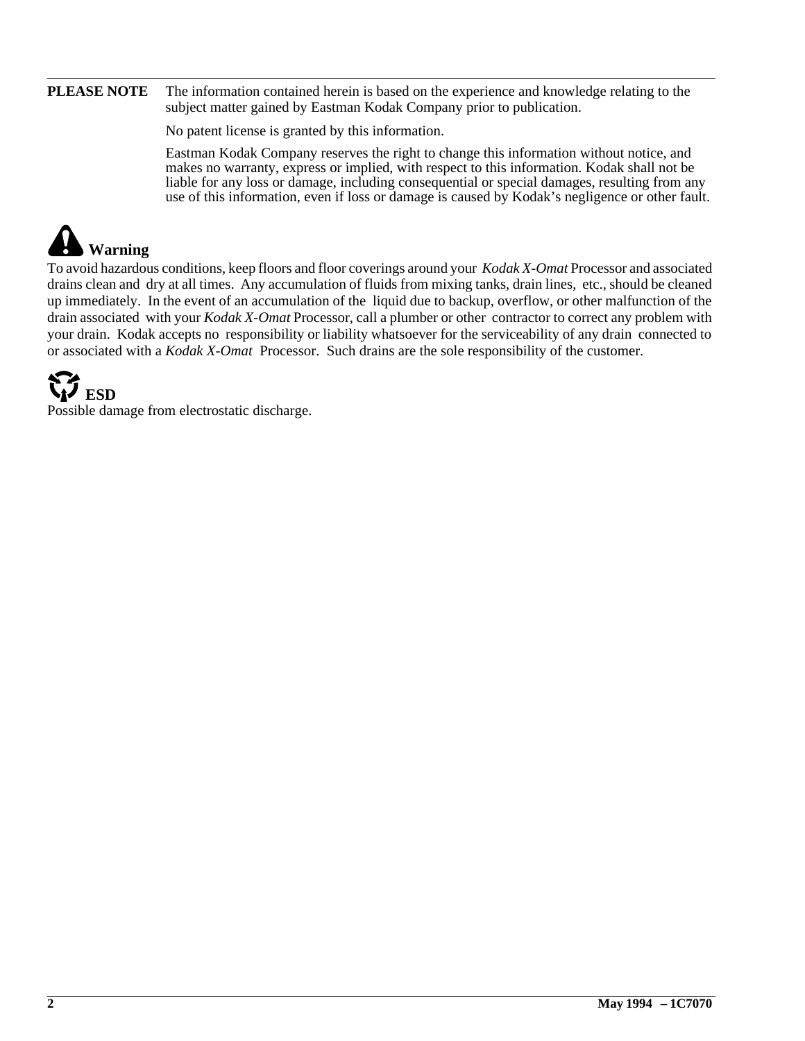**PLEASE NOTE** The information contained herein is based on the experience and knowledge relating to the subject matter gained by Eastman Kodak Company prior to publication.

No patent license is granted by this information.

Eastman Kodak Company reserves the right to change this information without notice, and makes no warranty, express or implied, with respect to this information. Kodak shall not be liable for any loss or damage, including consequential or special damages, resulting from any use of this information, even if loss or damage is caused by Kodak's negligence or other fault.

## Warning

To avoid hazardous conditions, keep floors and floor coverings around your *Kodak X-Omat* Processor and associated drains clean and dry at all times. Any accumulation of fluids from mixing tanks, drain lines, etc., should be cleaned up immediately. In the event of an accumulation of the liquid due to backup, overflow, or other malfunction of the drain associated with your *Kodak X-Omat* Processor, call a plumber or other contractor to correct any problem with your drain. Kodak accepts no responsibility or liability whatsoever for the serviceability of any drain connected to or associated with a *Kodak X-Omat* Processor. Such drains are the sole responsibility of the customer.

## ESD

Possible damage from electrostatic discharge.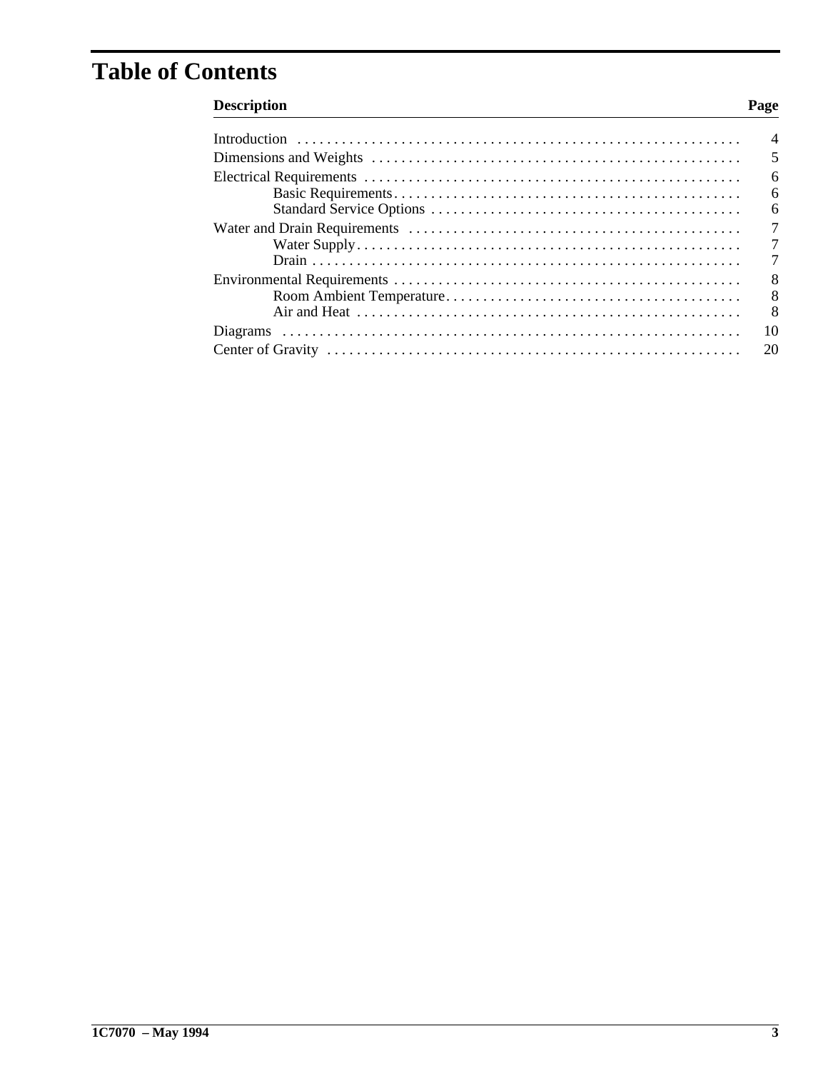# Table of Contents

| Description | Page |
|---|---|
| Introduction | 4 |
| Dimensions and Weights | 5 |
| Electrical Requirements | 6 |
| Basic Requirements | 6 |
| Standard Service Options | 6 |
| Water and Drain Requirements | 7 |
| Water Supply | 7 |
| Drain | 7 |
| Environmental Requirements | 8 |
| Room Ambient Temperature | 8 |
| Air and Heat | 8 |
| Diagrams | 10 |
| Center of Gravity | 20 |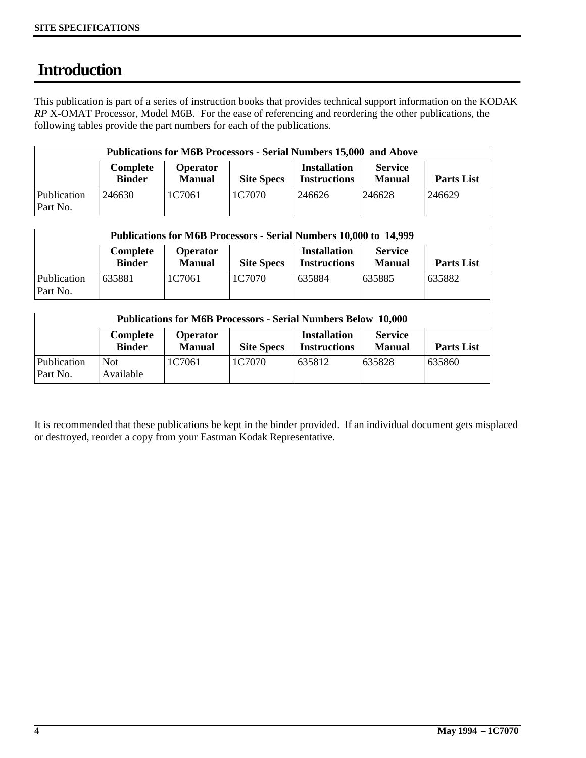# Introduction

This publication is part of a series of instruction books that provides technical support information on the KODAK *RP* X-OMAT Processor, Model M6B. For the ease of referencing and reordering the other publications, the following tables provide the part numbers for each of the publications.

| **Publications for M6B Processors - Serial Numbers 15,000 and Above** | | | | | | |
|---|---|---|---|---|---|---|
| | **Complete Binder** | **Operator Manual** | **Site Specs** | **Installation Instructions** | **Service Manual** | **Parts List** |
| Publication Part No. | 246630 | 1C7061 | 1C7070 | 246626 | 246628 | 246629 |

| **Publications for M6B Processors - Serial Numbers 10,000 to 14,999** | | | | | | |
|---|---|---|---|---|---|---|
| | **Complete Binder** | **Operator Manual** | **Site Specs** | **Installation Instructions** | **Service Manual** | **Parts List** |
| Publication Part No. | 635881 | 1C7061 | 1C7070 | 635884 | 635885 | 635882 |

| **Publications for M6B Processors - Serial Numbers Below 10,000** | | | | | | |
|---|---|---|---|---|---|---|
| | **Complete Binder** | **Operator Manual** | **Site Specs** | **Installation Instructions** | **Service Manual** | **Parts List** |
| Publication Part No. | Not Available | 1C7061 | 1C7070 | 635812 | 635828 | 635860 |

It is recommended that these publications be kept in the binder provided. If an individual document gets misplaced or destroyed, reorder a copy from your Eastman Kodak Representative.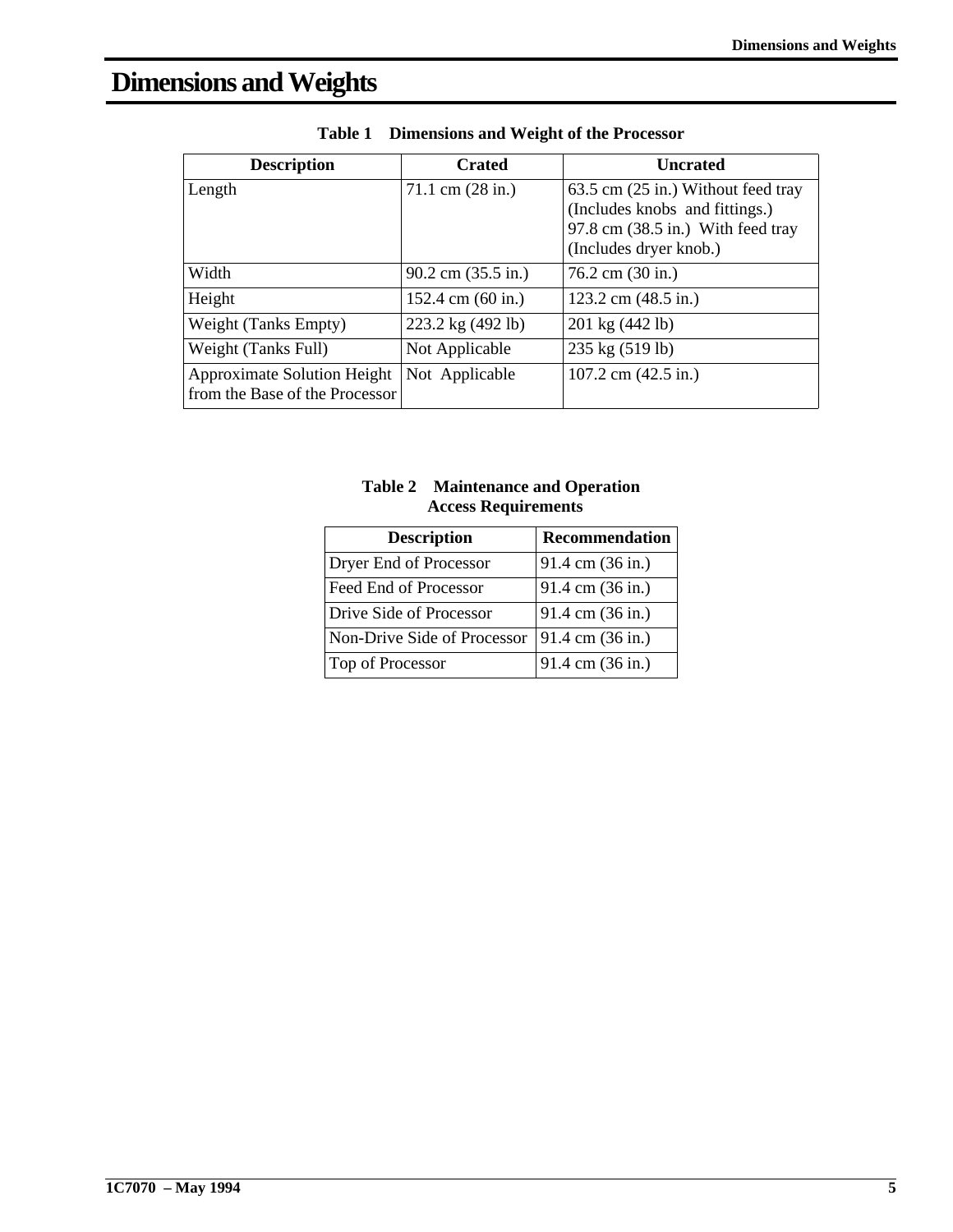# Dimensions and Weights

**Table 1 Dimensions and Weight of the Processor**

| Description | Crated | Uncrated |
|---|---|---|
| Length | 71.1 cm (28 in.) | 63.5 cm (25 in.) Without feed tray (Includes knobs and fittings.) 97.8 cm (38.5 in.) With feed tray (Includes dryer knob.) |
| Width | 90.2 cm (35.5 in.) | 76.2 cm (30 in.) |
| Height | 152.4 cm (60 in.) | 123.2 cm (48.5 in.) |
| Weight (Tanks Empty) | 223.2 kg (492 lb) | 201 kg (442 lb) |
| Weight (Tanks Full) | Not Applicable | 235 kg (519 lb) |
| Approximate Solution Height from the Base of the Processor | Not Applicable | 107.2 cm (42.5 in.) |

**Table 2 Maintenance and Operation Access Requirements**

| Description | Recommendation |
|---|---|
| Dryer End of Processor | 91.4 cm (36 in.) |
| Feed End of Processor | 91.4 cm (36 in.) |
| Drive Side of Processor | 91.4 cm (36 in.) |
| Non-Drive Side of Processor | 91.4 cm (36 in.) |
| Top of Processor | 91.4 cm (36 in.) |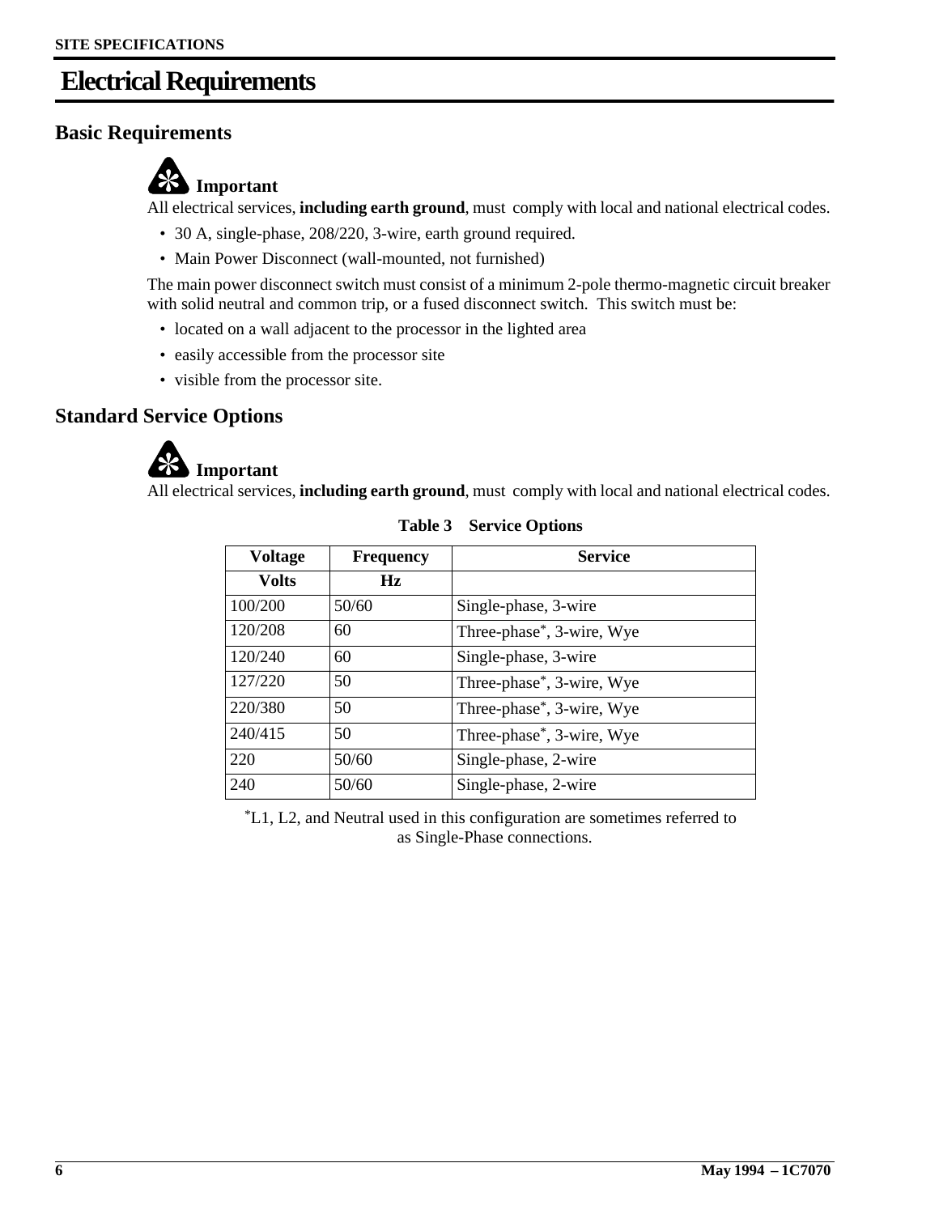# Electrical Requirements

## Basic Requirements

**Important**
All electrical services, **including earth ground**, must comply with local and national electrical codes.

- 30 A, single-phase, 208/220, 3-wire, earth ground required.
- Main Power Disconnect (wall-mounted, not furnished)

The main power disconnect switch must consist of a minimum 2-pole thermo-magnetic circuit breaker with solid neutral and common trip, or a fused disconnect switch. This switch must be:

- located on a wall adjacent to the processor in the lighted area
- easily accessible from the processor site
- visible from the processor site.

## Standard Service Options

**Important**
All electrical services, **including earth ground**, must comply with local and national electrical codes.

**Table 3 Service Options**

| Voltage | Frequency | Service |
|---|---|---|
| Volts | Hz | |
| 100/200 | 50/60 | Single-phase, 3-wire |
| 120/208 | 60 | Three-phase*, 3-wire, Wye |
| 120/240 | 60 | Single-phase, 3-wire |
| 127/220 | 50 | Three-phase*, 3-wire, Wye |
| 220/380 | 50 | Three-phase*, 3-wire, Wye |
| 240/415 | 50 | Three-phase*, 3-wire, Wye |
| 220 | 50/60 | Single-phase, 2-wire |
| 240 | 50/60 | Single-phase, 2-wire |

*L1, L2, and Neutral used in this configuration are sometimes referred to as Single-Phase connections.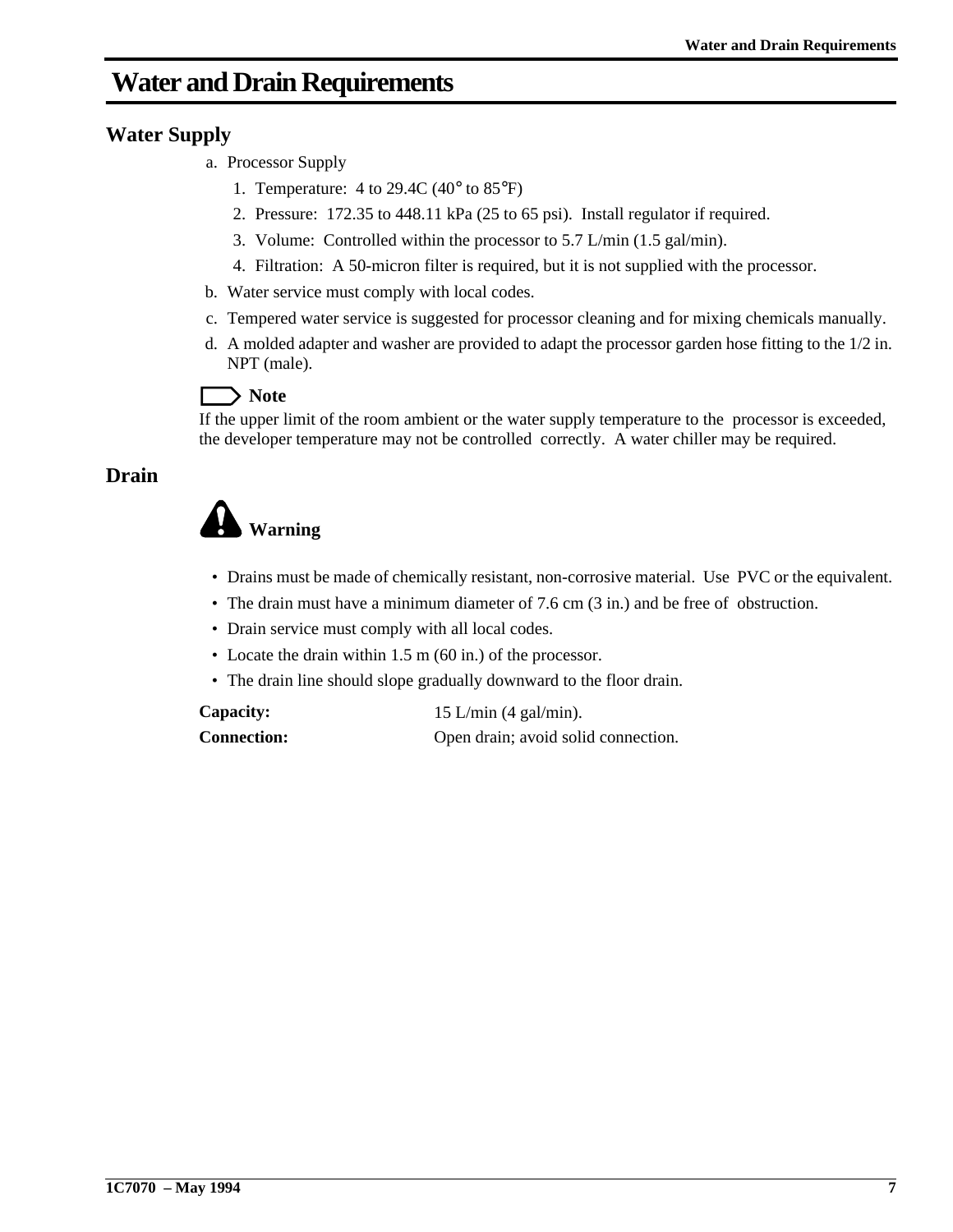# Water and Drain Requirements

## Water Supply

a. Processor Supply

1. Temperature: 4 to 29.4C (40° to 85°F)
2. Pressure: 172.35 to 448.11 kPa (25 to 65 psi). Install regulator if required.
3. Volume: Controlled within the processor to 5.7 L/min (1.5 gal/min).
4. Filtration: A 50-micron filter is required, but it is not supplied with the processor.

b. Water service must comply with local codes.

c. Tempered water service is suggested for processor cleaning and for mixing chemicals manually.

d. A molded adapter and washer are provided to adapt the processor garden hose fitting to the 1/2 in. NPT (male).

**Note**

If the upper limit of the room ambient or the water supply temperature to the processor is exceeded, the developer temperature may not be controlled correctly. A water chiller may be required.

## Drain

**Warning**

- Drains must be made of chemically resistant, non-corrosive material. Use PVC or the equivalent.
- The drain must have a minimum diameter of 7.6 cm (3 in.) and be free of obstruction.
- Drain service must comply with all local codes.
- Locate the drain within 1.5 m (60 in.) of the processor.
- The drain line should slope gradually downward to the floor drain.

**Capacity:** 15 L/min (4 gal/min).

**Connection:** Open drain; avoid solid connection.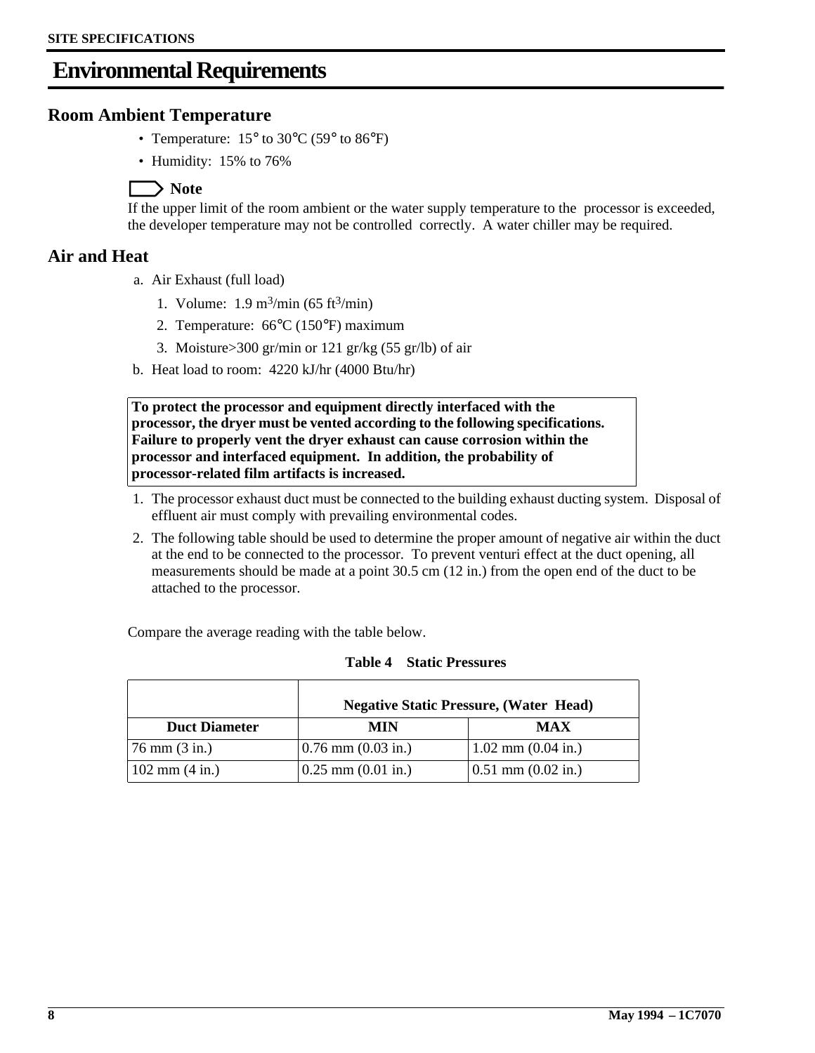# Environmental Requirements

## Room Ambient Temperature

- Temperature: 15° to 30°C (59° to 86°F)
- Humidity: 15% to 76%

**Note**

If the upper limit of the room ambient or the water supply temperature to the processor is exceeded, the developer temperature may not be controlled correctly. A water chiller may be required.

## Air and Heat

a. Air Exhaust (full load)

1. Volume: 1.9 $m^3$/min (65 $ft^3$/min)
2. Temperature: 66°C (150°F) maximum
3. Moisture>300 gr/min or 121 gr/kg (55 gr/lb) of air

b. Heat load to room: 4220 kJ/hr (4000 Btu/hr)

**To protect the processor and equipment directly interfaced with the processor, the dryer must be vented according to the following specifications. Failure to properly vent the dryer exhaust can cause corrosion within the processor and interfaced equipment. In addition, the probability of processor-related film artifacts is increased.**

1. The processor exhaust duct must be connected to the building exhaust ducting system. Disposal of effluent air must comply with prevailing environmental codes.
2. The following table should be used to determine the proper amount of negative air within the duct at the end to be connected to the processor. To prevent venturi effect at the duct opening, all measurements should be made at a point 30.5 cm (12 in.) from the open end of the duct to be attached to the processor.

Compare the average reading with the table below.

**Table 4 Static Pressures**

| | Negative Static Pressure, (Water Head) | |
|---|---|---|
| **Duct Diameter** | **MIN** | **MAX** |
| 76 mm (3 in.) | 0.76 mm (0.03 in.) | 1.02 mm (0.04 in.) |
| 102 mm (4 in.) | 0.25 mm (0.01 in.) | 0.51 mm (0.02 in.) |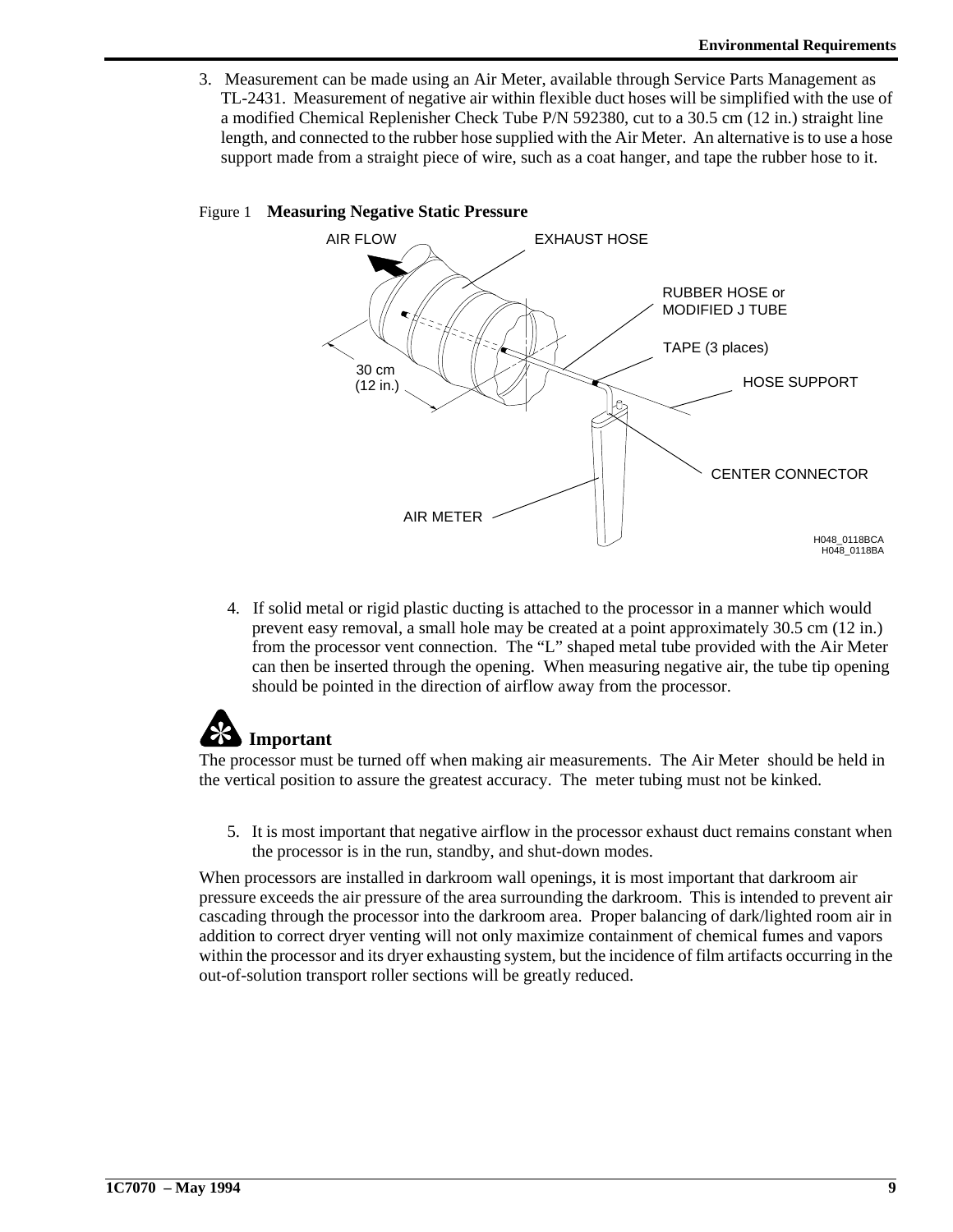3. Measurement can be made using an Air Meter, available through Service Parts Management as TL-2431. Measurement of negative air within flexible duct hoses will be simplified with the use of a modified Chemical Replenisher Check Tube P/N 592380, cut to a 30.5 cm (12 in.) straight line length, and connected to the rubber hose supplied with the Air Meter. An alternative is to use a hose support made from a straight piece of wire, such as a coat hanger, and tape the rubber hose to it.

Figure 1 **Measuring Negative Static Pressure**

AIR FLOW
EXHAUST HOSE
RUBBER HOSE or MODIFIED J TUBE
TAPE (3 places)
HOSE SUPPORT
30 cm (12 in.)
CENTER CONNECTOR
AIR METER
H048_0118BCA
H048_0118BA

4. If solid metal or rigid plastic ducting is attached to the processor in a manner which would prevent easy removal, a small hole may be created at a point approximately 30.5 cm (12 in.) from the processor vent connection. The “L” shaped metal tube provided with the Air Meter can then be inserted through the opening. When measuring negative air, the tube tip opening should be pointed in the direction of airflow away from the processor.

**Important**

The processor must be turned off when making air measurements. The Air Meter should be held in the vertical position to assure the greatest accuracy. The meter tubing must not be kinked.

5. It is most important that negative airflow in the processor exhaust duct remains constant when the processor is in the run, standby, and shut-down modes.

When processors are installed in darkroom wall openings, it is most important that darkroom air pressure exceeds the air pressure of the area surrounding the darkroom. This is intended to prevent air cascading through the processor into the darkroom area. Proper balancing of dark/lighted room air in addition to correct dryer venting will not only maximize containment of chemical fumes and vapors within the processor and its dryer exhausting system, but the incidence of film artifacts occurring in the out-of-solution transport roller sections will be greatly reduced.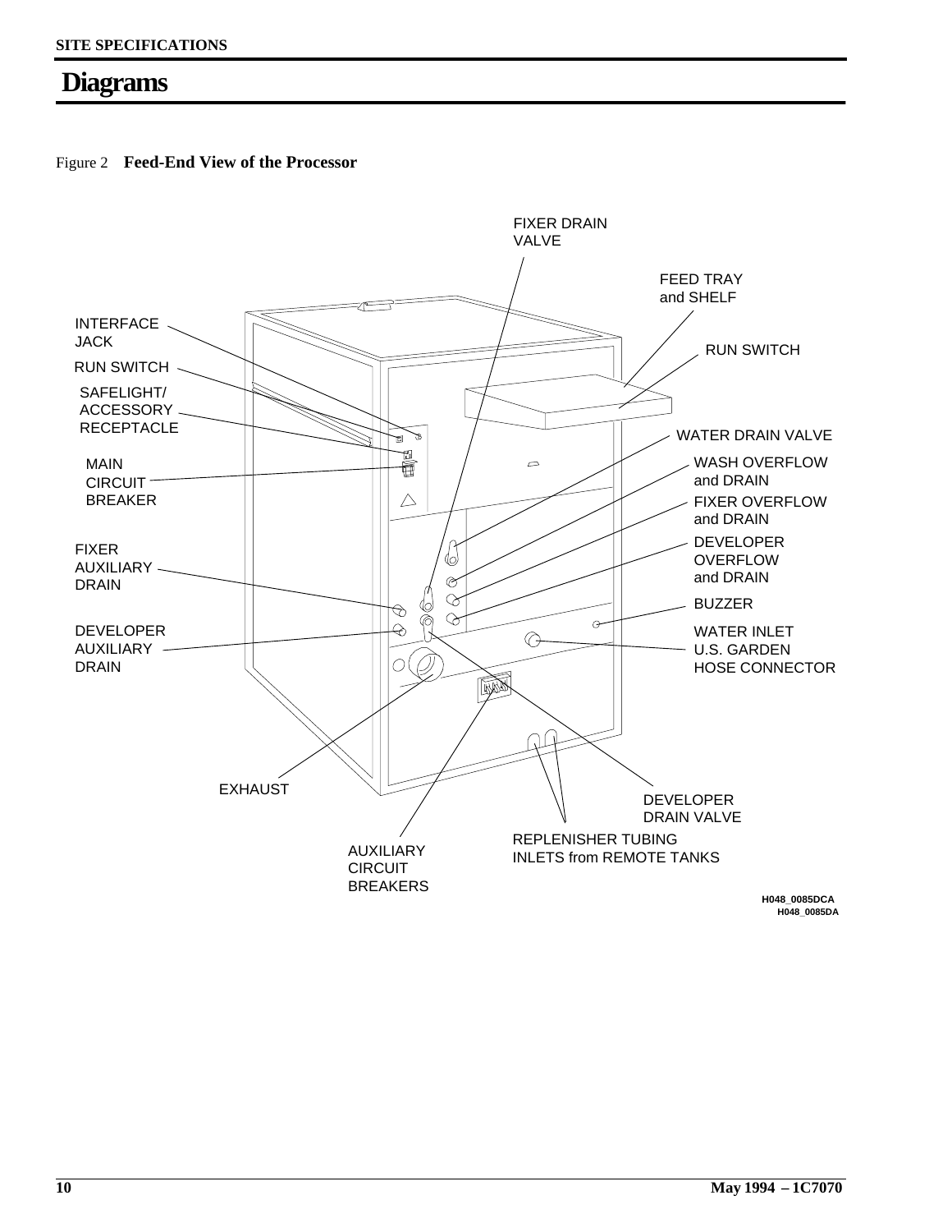# Diagrams

Figure 2 **Feed-End View of the Processor**

FIXER DRAIN VALVE

FEED TRAY and SHELF

INTERFACE JACK

RUN SWITCH

RUN SWITCH

SAFELIGHT/ ACCESSORY RECEPTACLE

WATER DRAIN VALVE

MAIN CIRCUIT BREAKER

WASH OVERFLOW and DRAIN

FIXER OVERFLOW and DRAIN

DEVELOPER OVERFLOW and DRAIN

FIXER AUXILIARY DRAIN

BUZZER

DEVELOPER AUXILIARY DRAIN

WATER INLET U.S. GARDEN HOSE CONNECTOR

EXHAUST

DEVELOPER DRAIN VALVE

REPLENISHER TUBING INLETS from REMOTE TANKS

AUXILIARY CIRCUIT BREAKERS

H048_0085DCA
H048_0085DA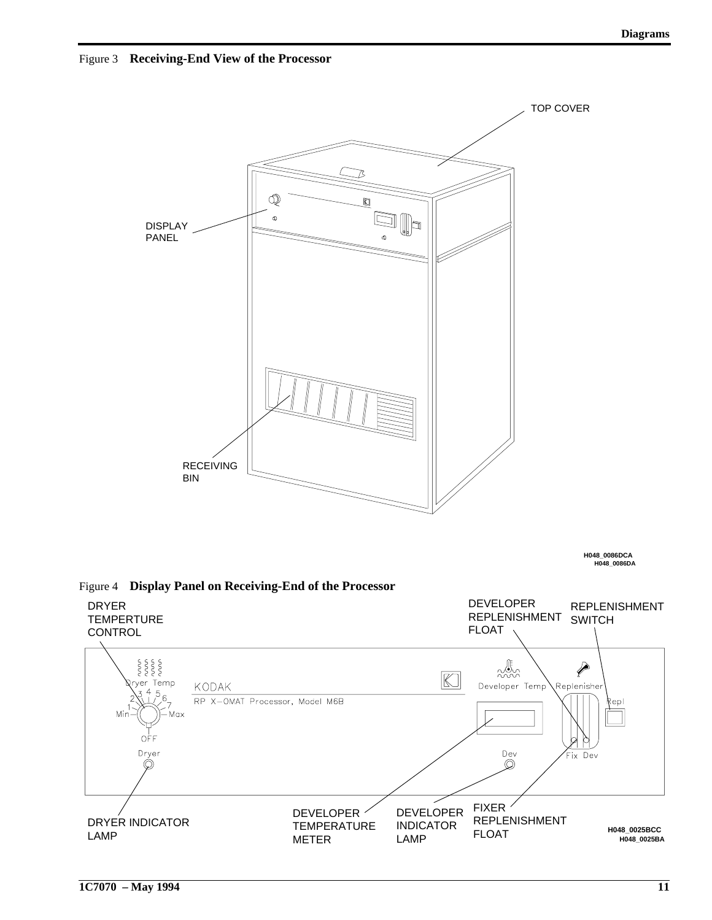Figure 3 **Receiving-End View of the Processor**

TOP COVER

DISPLAY PANEL

RECEIVING BIN

H048_0086DCA
H048_0086DA

Figure 4 **Display Panel on Receiving-End of the Processor**

DRYER TEMPERTURE CONTROL

DEVELOPER REPLENISHMENT FLOAT

REPLENISHMENT SWITCH

Dryer Temp

KODAK

RP X-OMAT Processor, Model M6B

Developer Temp

Replenisher

Repl

Min 1 2 3 4 5 6 7 Max

OFF

Dryer

Dev

Fix Dev

DRYER INDICATOR LAMP

DEVELOPER TEMPERATURE METER

DEVELOPER INDICATOR LAMP

FIXER REPLENISHMENT FLOAT

H048_0025BCC
H048_0025BA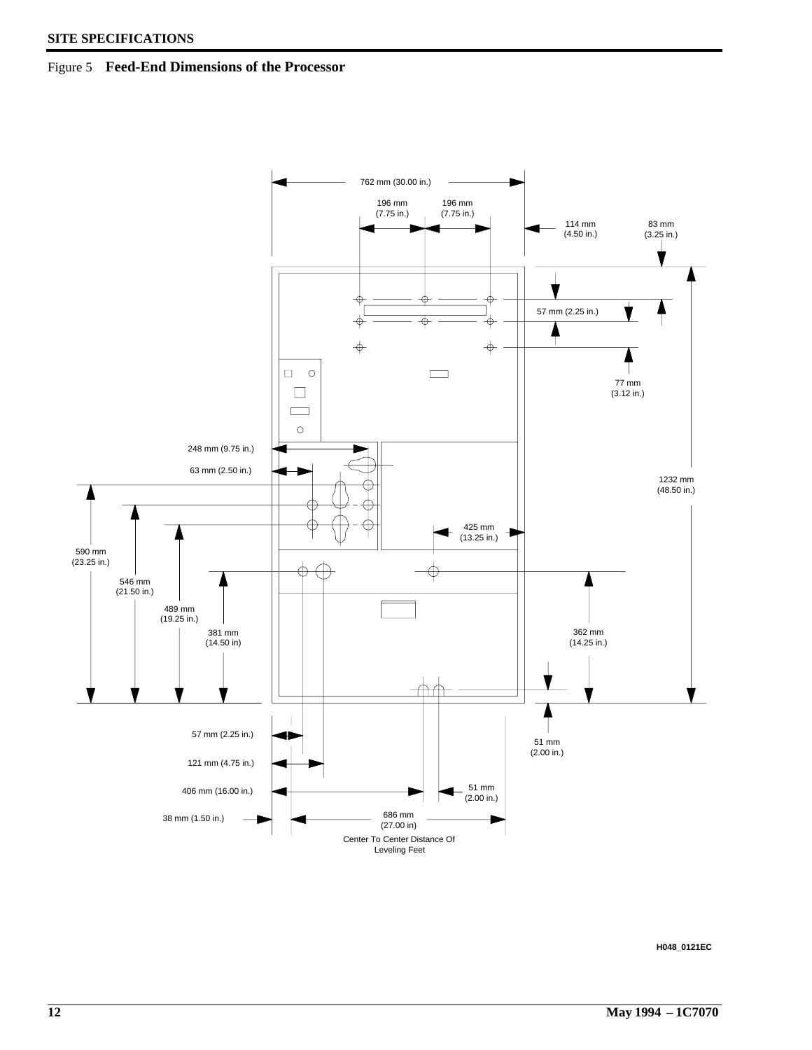Figure 5 **Feed-End Dimensions of the Processor**

762 mm (30.00 in.)

196 mm (7.75 in.)

196 mm (7.75 in.)

114 mm (4.50 in.)

83 mm (3.25 in.)

57 mm (2.25 in.)

77 mm (3.12 in.)

248 mm (9.75 in.)

63 mm (2.50 in.)

1232 mm (48.50 in.)

425 mm (13.25 in.)

590 mm (23.25 in.)

546 mm (21.50 in.)

489 mm (19.25 in.)

381 mm (14.50 in)

362 mm (14.25 in.)

57 mm (2.25 in.)

51 mm (2.00 in.)

121 mm (4.75 in.)

406 mm (16.00 in.)

51 mm (2.00 in.)

38 mm (1.50 in.)

686 mm (27.00 in)

Center To Center Distance Of Leveling Feet

H048_0121EC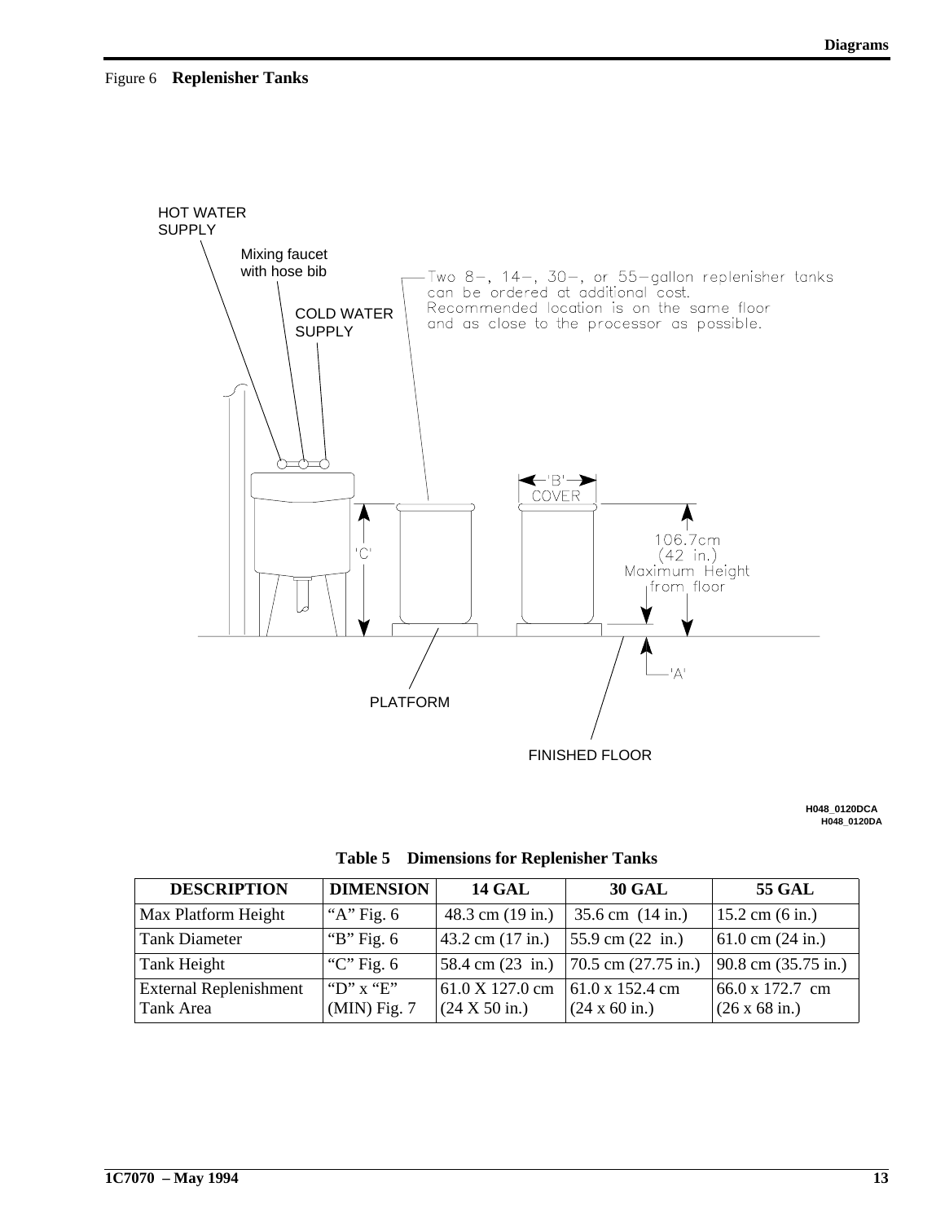Figure 6 **Replenisher Tanks**

HOT WATER SUPPLY

Mixing faucet with hose bib

COLD WATER SUPPLY

Two 8-, 14-, 30-, or 55-gallon replenisher tanks can be ordered at additional cost. Recommended location is on the same floor and as close to the processor as possible.

'B' COVER

'C'

106.7cm (42 in.) Maximum Height from floor

'A'

PLATFORM

FINISHED FLOOR

H048_0120DCA
H048_0120DA

**Table 5 Dimensions for Replenisher Tanks**

| DESCRIPTION | DIMENSION | 14 GAL | 30 GAL | 55 GAL |
|---|---|---|---|---|
| Max Platform Height | "A" Fig. 6 | 48.3 cm (19 in.) | 35.6 cm (14 in.) | 15.2 cm (6 in.) |
| Tank Diameter | "B" Fig. 6 | 43.2 cm (17 in.) | 55.9 cm (22 in.) | 61.0 cm (24 in.) |
| Tank Height | "C" Fig. 6 | 58.4 cm (23 in.) | 70.5 cm (27.75 in.) | 90.8 cm (35.75 in.) |
| External Replenishment Tank Area | "D" x "E" (MIN) Fig. 7 | 61.0 X 127.0 cm (24 X 50 in.) | 61.0 x 152.4 cm (24 x 60 in.) | 66.0 x 172.7 cm (26 x 68 in.) |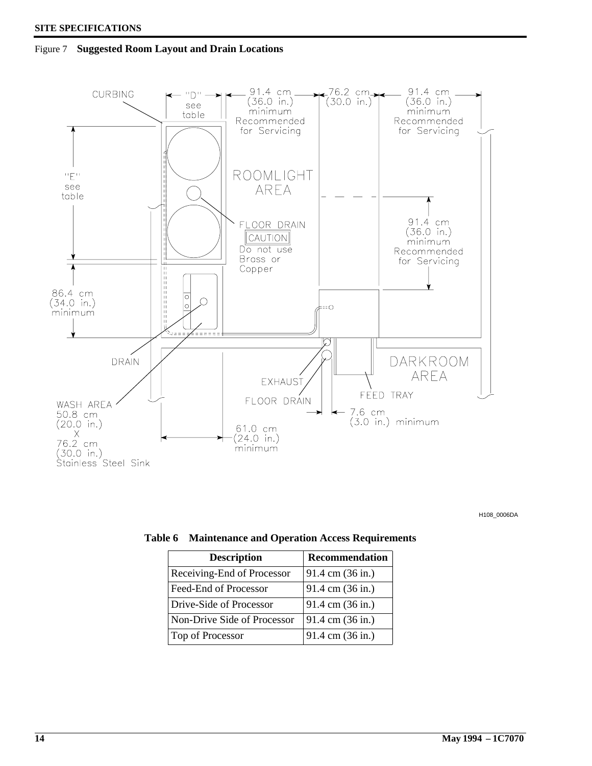Figure 7 **Suggested Room Layout and Drain Locations**

**Table 6 Maintenance and Operation Access Requirements**

| Description | Recommendation |
|---|---|
| Receiving-End of Processor | 91.4 cm (36 in.) |
| Feed-End of Processor | 91.4 cm (36 in.) |
| Drive-Side of Processor | 91.4 cm (36 in.) |
| Non-Drive Side of Processor | 91.4 cm (36 in.) |
| Top of Processor | 91.4 cm (36 in.) |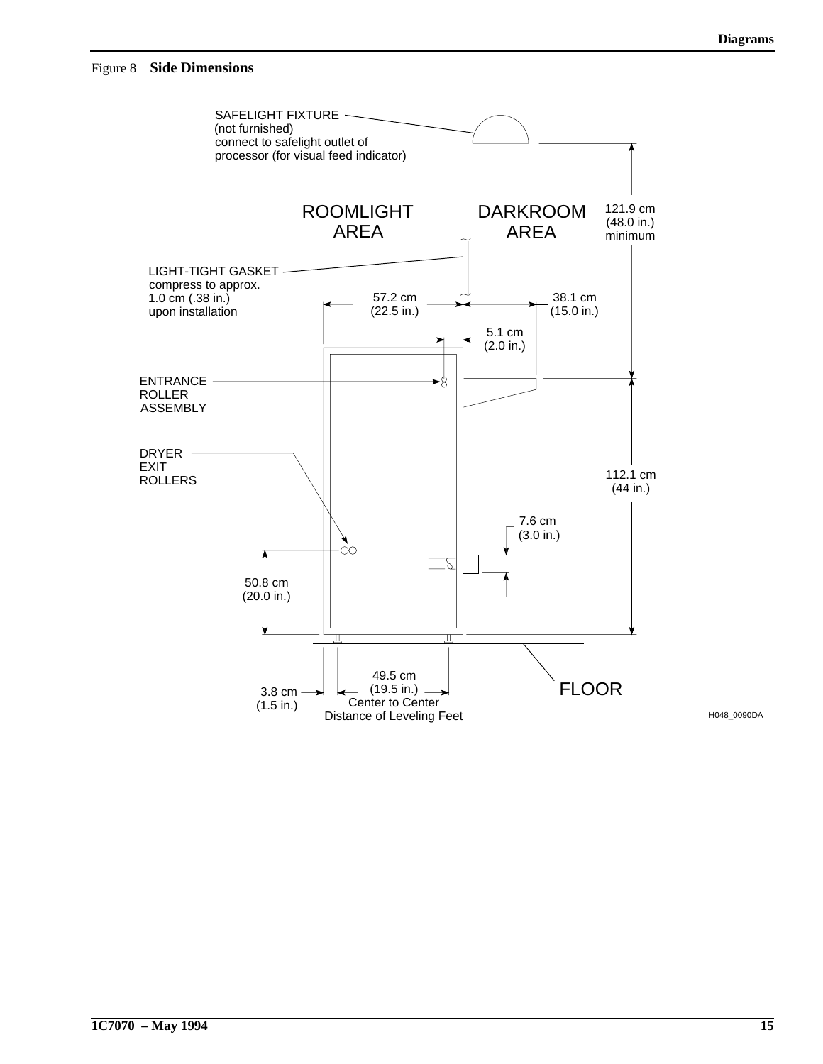Figure 8 **Side Dimensions**

SAFELIGHT FIXTURE
(not furnished)
connect to safelight outlet of
processor (for visual feed indicator)

ROOMLIGHT AREA

DARKROOM AREA

121.9 cm
(48.0 in.)
minimum

LIGHT-TIGHT GASKET
compress to approx.
1.0 cm (.38 in.)
upon installation

57.2 cm
(22.5 in.)

38.1 cm
(15.0 in.)

5.1 cm
(2.0 in.)

ENTRANCE
ROLLER
ASSEMBLY

DRYER
EXIT
ROLLERS

112.1 cm
(44 in.)

7.6 cm
(3.0 in.)

50.8 cm
(20.0 in.)

49.5 cm
(19.5 in.)
Center to Center
Distance of Leveling Feet

3.8 cm
(1.5 in.)

FLOOR

H048_0090DA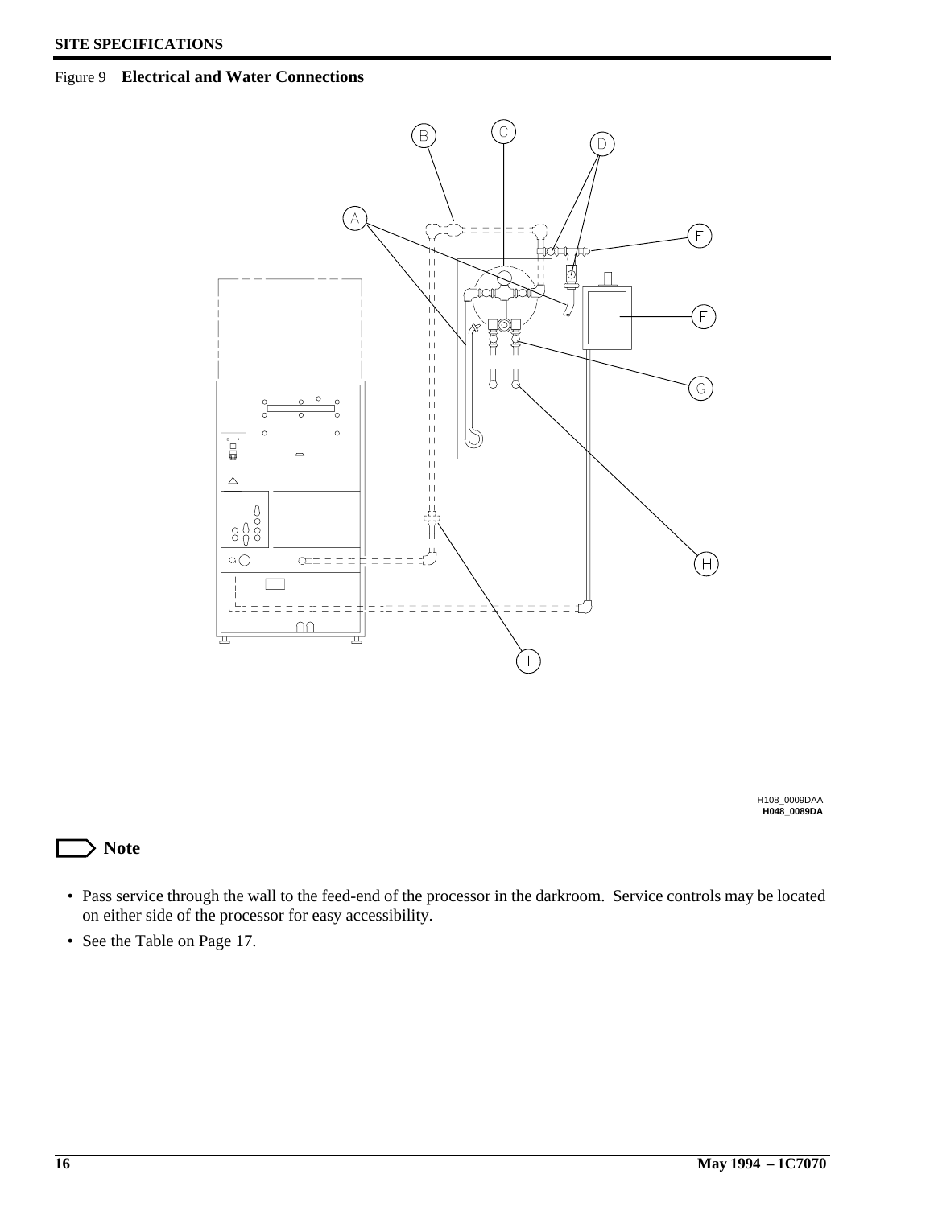Figure 9 **Electrical and Water Connections**

H108_0009DAA
**H048_0089DA**

**Note**

- Pass service through the wall to the feed-end of the processor in the darkroom. Service controls may be located on either side of the processor for easy accessibility.
- See the Table on Page 17.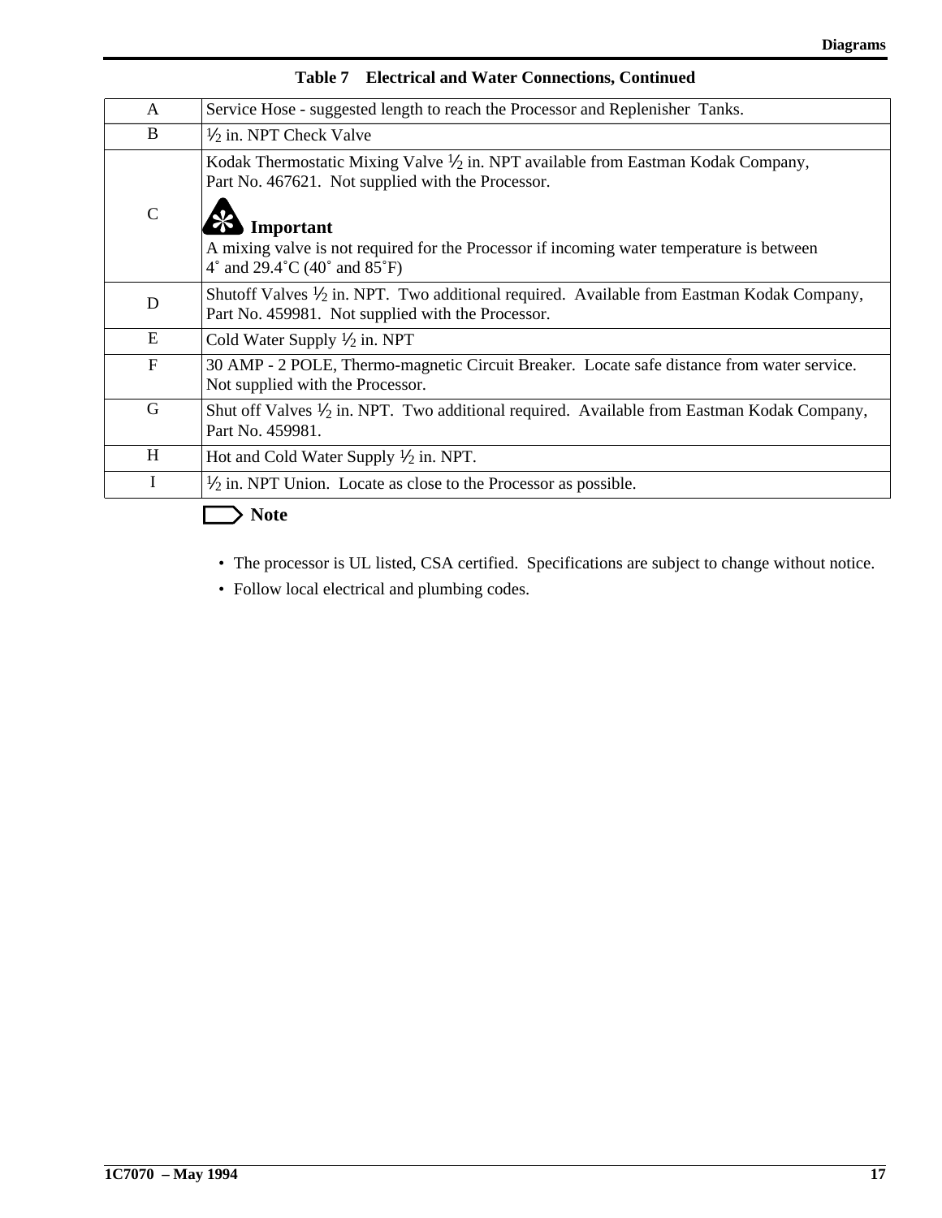**Table 7 Electrical and Water Connections, Continued**

| | |
|---|---|
| A | Service Hose - suggested length to reach the Processor and Replenisher Tanks. |
| B | ½ in. NPT Check Valve |
| C | Kodak Thermostatic Mixing Valve ½ in. NPT available from Eastman Kodak Company, Part No. 467621. Not supplied with the Processor.<br><br>**Important**<br>A mixing valve is not required for the Processor if incoming water temperature is between 4˚ and 29.4˚C (40˚ and 85˚F) |
| D | Shutoff Valves ½ in. NPT. Two additional required. Available from Eastman Kodak Company, Part No. 459981. Not supplied with the Processor. |
| E | Cold Water Supply ½ in. NPT |
| F | 30 AMP - 2 POLE, Thermo-magnetic Circuit Breaker. Locate safe distance from water service. Not supplied with the Processor. |
| G | Shut off Valves ½ in. NPT. Two additional required. Available from Eastman Kodak Company, Part No. 459981. |
| H | Hot and Cold Water Supply ½ in. NPT. |
| I | ½ in. NPT Union. Locate as close to the Processor as possible. |

**Note**

- The processor is UL listed, CSA certified. Specifications are subject to change without notice.
- Follow local electrical and plumbing codes.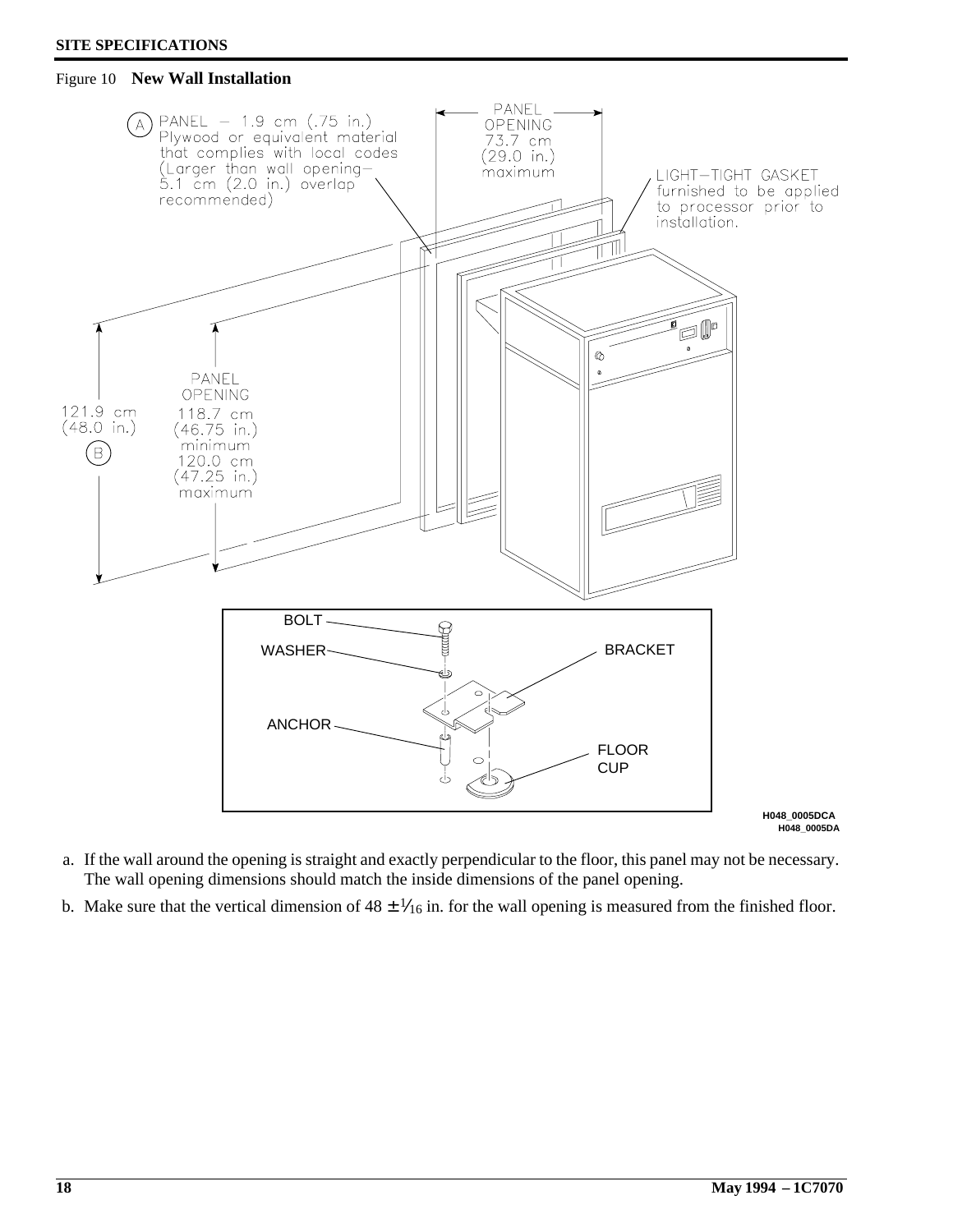Figure 10 **New Wall Installation**

A PANEL – 1.9 cm (.75 in.) Plywood or equivalent material that complies with local codes (Larger than wall opening– 5.1 cm (2.0 in.) overlap recommended)

PANEL OPENING 73.7 cm (29.0 in.) maximum

LIGHT–TIGHT GASKET furnished to be applied to processor prior to installation.

121.9 cm (48.0 in.) B

PANEL OPENING 118.7 cm (46.75 in.) minimum 120.0 cm (47.25 in.) maximum

BOLT

WASHER

BRACKET

ANCHOR

FLOOR CUP

H048_0005DCA
H048_0005DA

a. If the wall around the opening is straight and exactly perpendicular to the floor, this panel may not be necessary. The wall opening dimensions should match the inside dimensions of the panel opening.

b. Make sure that the vertical dimension of $48 \pm 1/16$ in. for the wall opening is measured from the finished floor.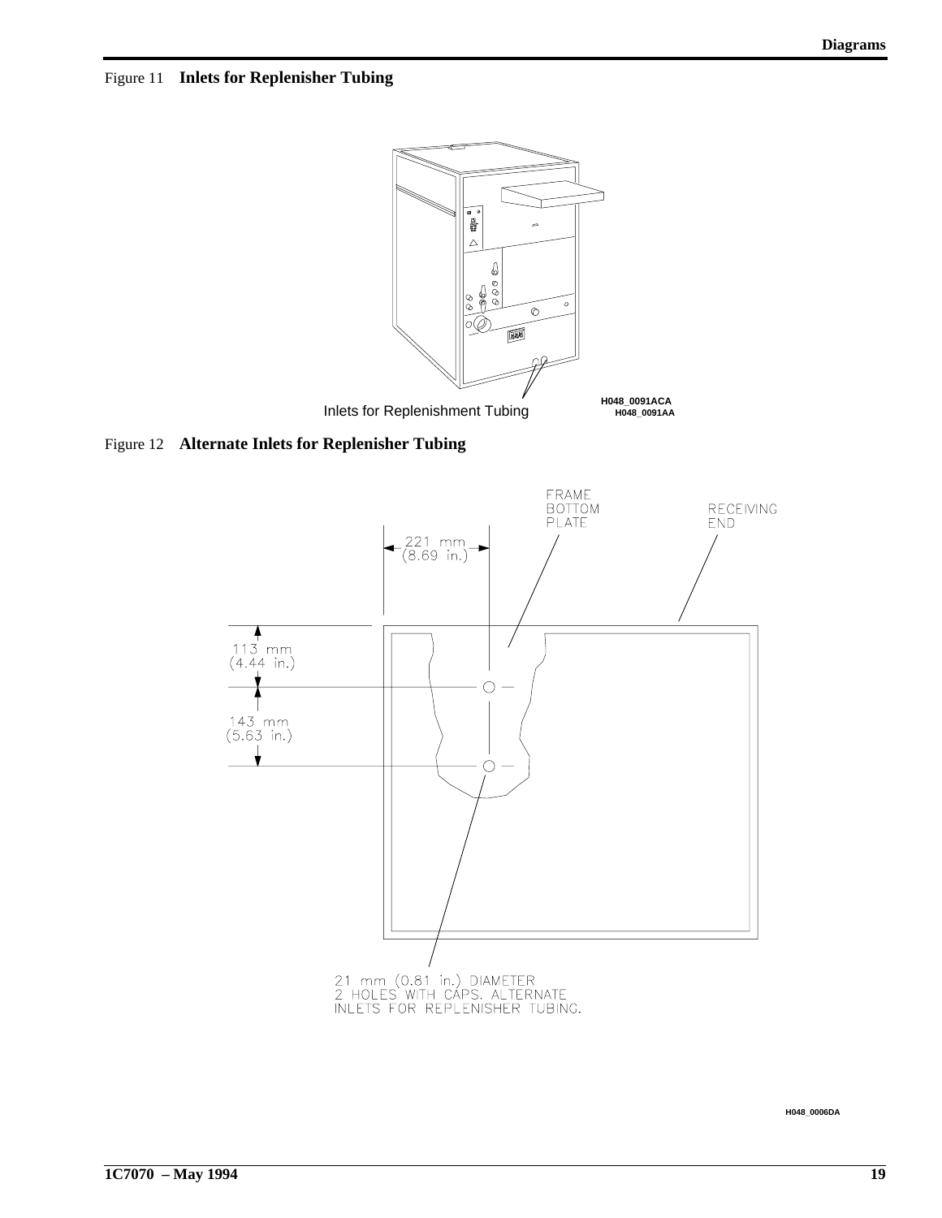Figure 11 **Inlets for Replenisher Tubing**

Inlets for Replenishment Tubing

H048_0091ACA
H048_0091AA

Figure 12 **Alternate Inlets for Replenisher Tubing**

FRAME BOTTOM PLATE

RECEIVING END

221 mm (8.69 in.)

113 mm (4.44 in.)

143 mm (5.63 in.)

21 mm (0.81 in.) DIAMETER
2 HOLES WITH CAPS. ALTERNATE
INLETS FOR REPLENISHER TUBING.

H048_0006DA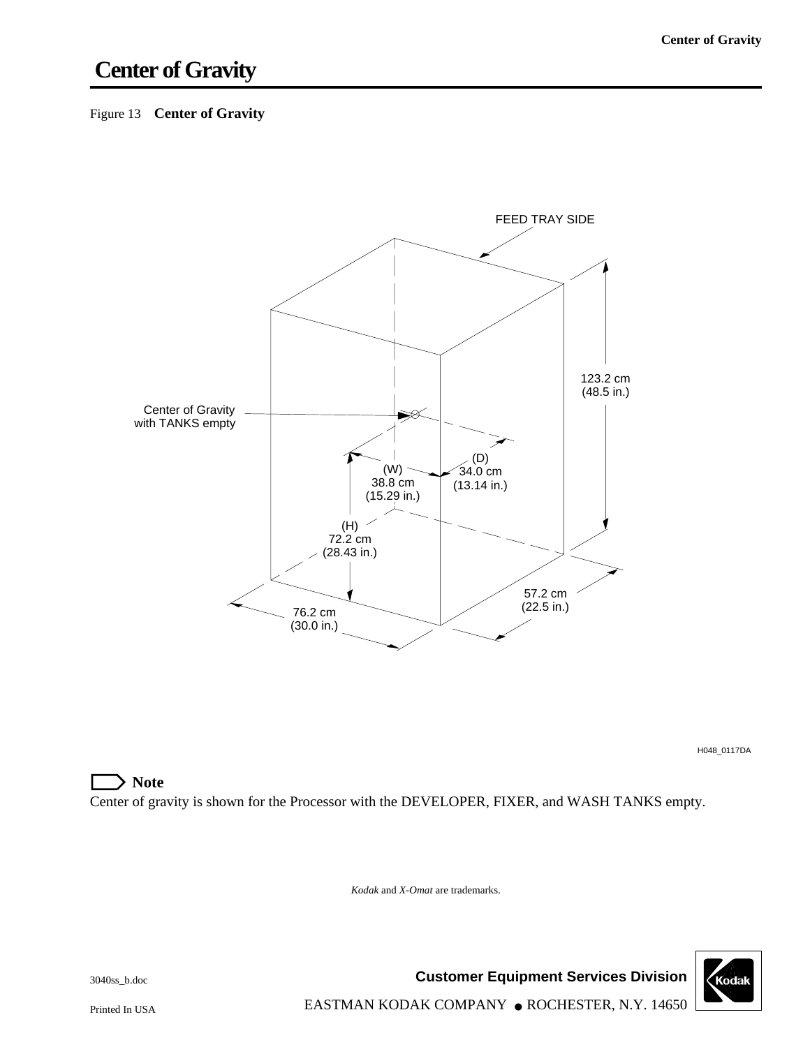# Center of Gravity

Figure 13 **Center of Gravity**

FEED TRAY SIDE

123.2 cm
(48.5 in.)

Center of Gravity
with TANKS empty

(D)
34.0 cm
(13.14 in.)

(W)
38.8 cm
(15.29 in.)

(H)
72.2 cm
(28.43 in.)

57.2 cm
(22.5 in.)

76.2 cm
(30.0 in.)

H048_0117DA

**Note**

Center of gravity is shown for the Processor with the DEVELOPER, FIXER, and WASH TANKS empty.

*Kodak* and *X-Omat* are trademarks.

3040ss_b.doc

Printed In USA

**Customer Equipment Services Division**

EASTMAN KODAK COMPANY ● ROCHESTER, N.Y. 14650